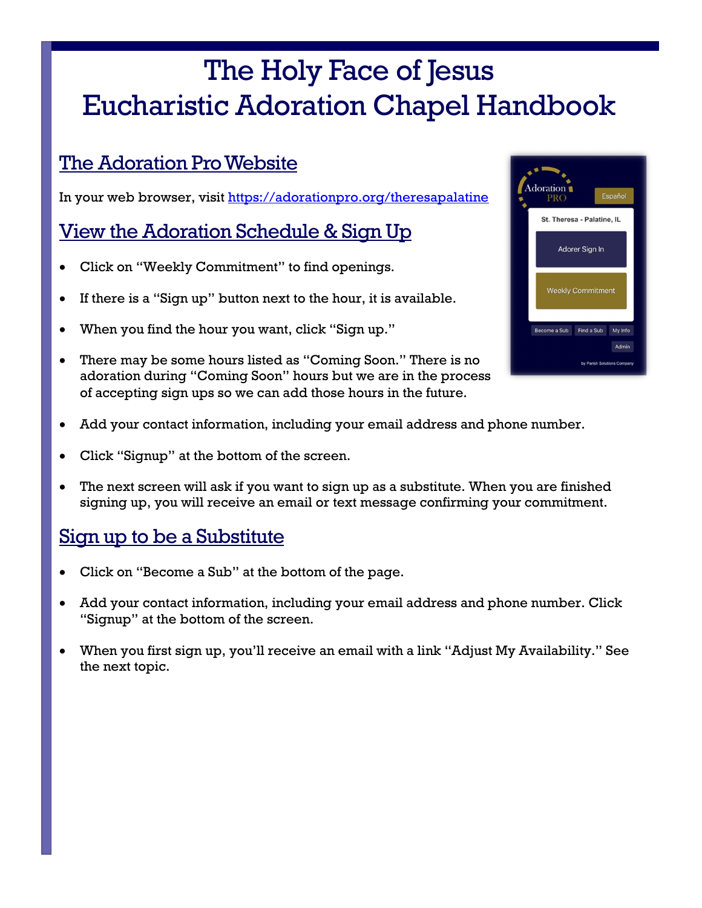# The Holy Face of Jesus
# Eucharistic Adoration Chapel Handbook

## The Adoration Pro Website

In your web browser, visit https://adorationpro.org/theresapalatine

## View the Adoration Schedule & Sign Up

- Click on "Weekly Commitment" to find openings.
- If there is a "Sign up" button next to the hour, it is available.
- When you find the hour you want, click "Sign up."
- There may be some hours listed as "Coming Soon." There is no adoration during "Coming Soon" hours but we are in the process of accepting sign ups so we can add those hours in the future.
- Add your contact information, including your email address and phone number.
- Click "Signup" at the bottom of the screen.
- The next screen will ask if you want to sign up as a substitute. When you are finished signing up, you will receive an email or text message confirming your commitment.

## Sign up to be a Substitute

- Click on "Become a Sub" at the bottom of the page.
- Add your contact information, including your email address and phone number. Click "Signup" at the bottom of the screen.
- When you first sign up, you'll receive an email with a link "Adjust My Availability." See the next topic.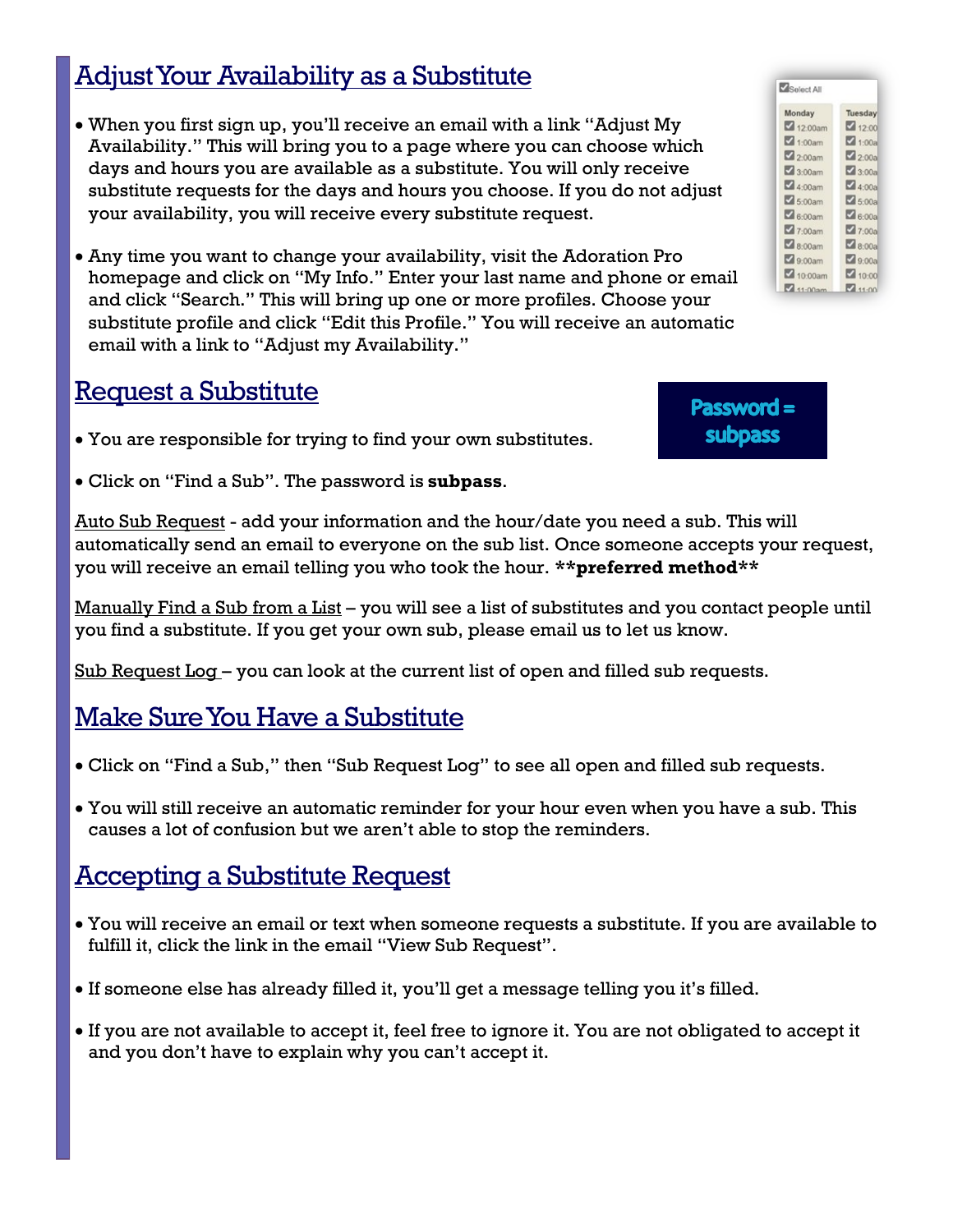## Adjust Your Availability as a Substitute

- When you first sign up, you'll receive an email with a link "Adjust My Availability." This will bring you to a page where you can choose which days and hours you are available as a substitute. You will only receive substitute requests for the days and hours you choose. If you do not adjust your availability, you will receive every substitute request.
- Any time you want to change your availability, visit the Adoration Pro homepage and click on "My Info." Enter your last name and phone or email and click "Search." This will bring up one or more profiles. Choose your substitute profile and click "Edit this Profile." You will receive an automatic email with a link to "Adjust my Availability."

## Request a Substitute

Password = subpass

- You are responsible for trying to find your own substitutes.
- Click on "Find a Sub". The password is **subpass**.

Auto Sub Request - add your information and the hour/date you need a sub. This will automatically send an email to everyone on the sub list. Once someone accepts your request, you will receive an email telling you who took the hour. **\*\*preferred method\*\***

Manually Find a Sub from a List – you will see a list of substitutes and you contact people until you find a substitute. If you get your own sub, please email us to let us know.

Sub Request Log – you can look at the current list of open and filled sub requests.

## Make Sure You Have a Substitute

- Click on "Find a Sub," then "Sub Request Log" to see all open and filled sub requests.
- You will still receive an automatic reminder for your hour even when you have a sub. This causes a lot of confusion but we aren't able to stop the reminders.

## Accepting a Substitute Request

- You will receive an email or text when someone requests a substitute. If you are available to fulfill it, click the link in the email "View Sub Request".
- If someone else has already filled it, you'll get a message telling you it's filled.
- If you are not available to accept it, feel free to ignore it. You are not obligated to accept it and you don't have to explain why you can't accept it.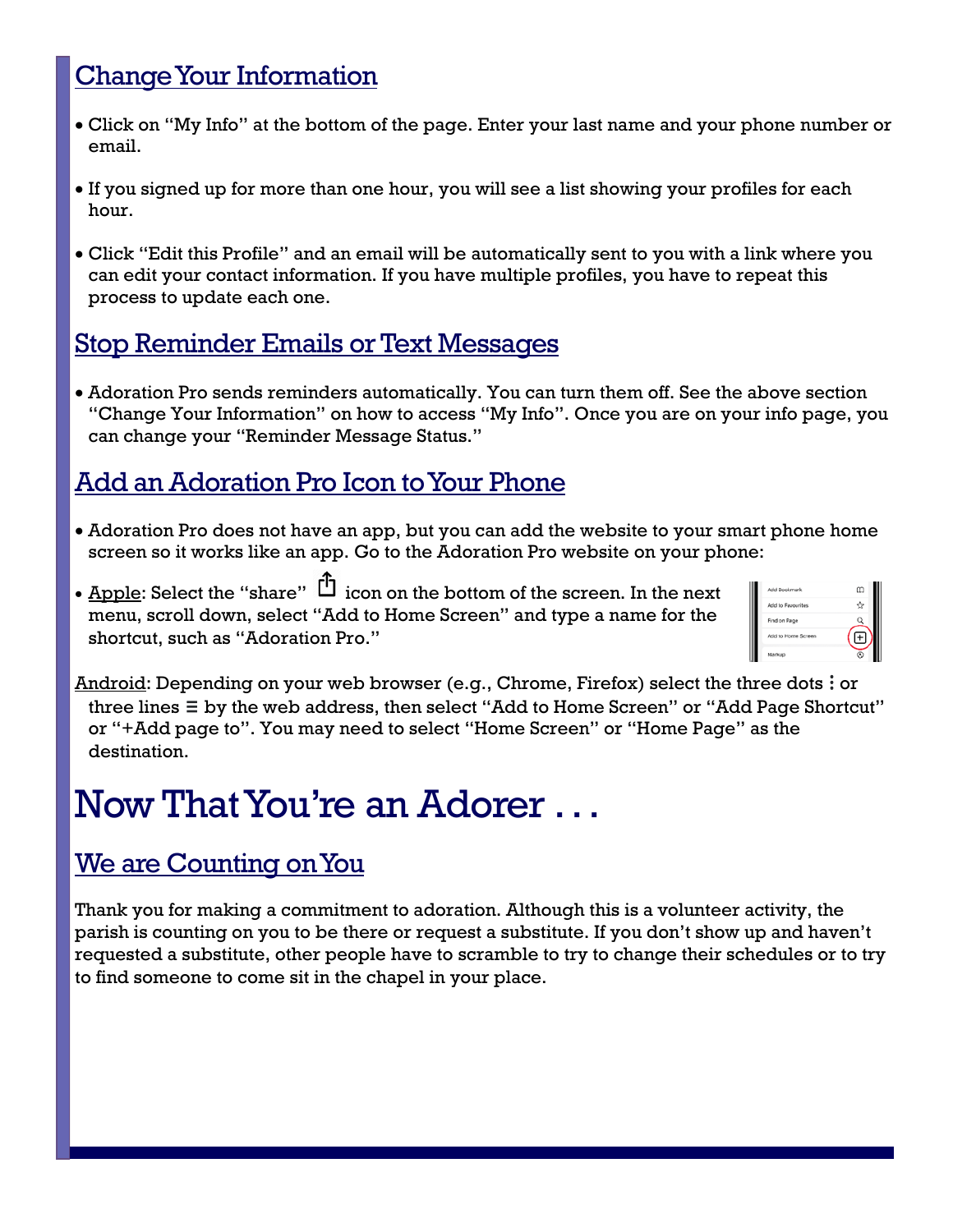## Change Your Information

- Click on "My Info" at the bottom of the page. Enter your last name and your phone number or email.
- If you signed up for more than one hour, you will see a list showing your profiles for each hour.
- Click "Edit this Profile" and an email will be automatically sent to you with a link where you can edit your contact information. If you have multiple profiles, you have to repeat this process to update each one.

## Stop Reminder Emails or Text Messages

- Adoration Pro sends reminders automatically. You can turn them off. See the above section "Change Your Information" on how to access "My Info". Once you are on your info page, you can change your "Reminder Message Status."

## Add an Adoration Pro Icon to Your Phone

- Adoration Pro does not have an app, but you can add the website to your smart phone home screen so it works like an app. Go to the Adoration Pro website on your phone:
- Apple: Select the "share" icon on the bottom of the screen. In the next menu, scroll down, select "Add to Home Screen" and type a name for the shortcut, such as "Adoration Pro."

Android: Depending on your web browser (e.g., Chrome, Firefox) select the three dots ⋮ or three lines ≡ by the web address, then select "Add to Home Screen" or "Add Page Shortcut" or "+Add page to". You may need to select "Home Screen" or "Home Page" as the destination.

# Now That You're an Adorer . . .

## We are Counting on You

Thank you for making a commitment to adoration. Although this is a volunteer activity, the parish is counting on you to be there or request a substitute. If you don't show up and haven't requested a substitute, other people have to scramble to try to change their schedules or to try to find someone to come sit in the chapel in your place.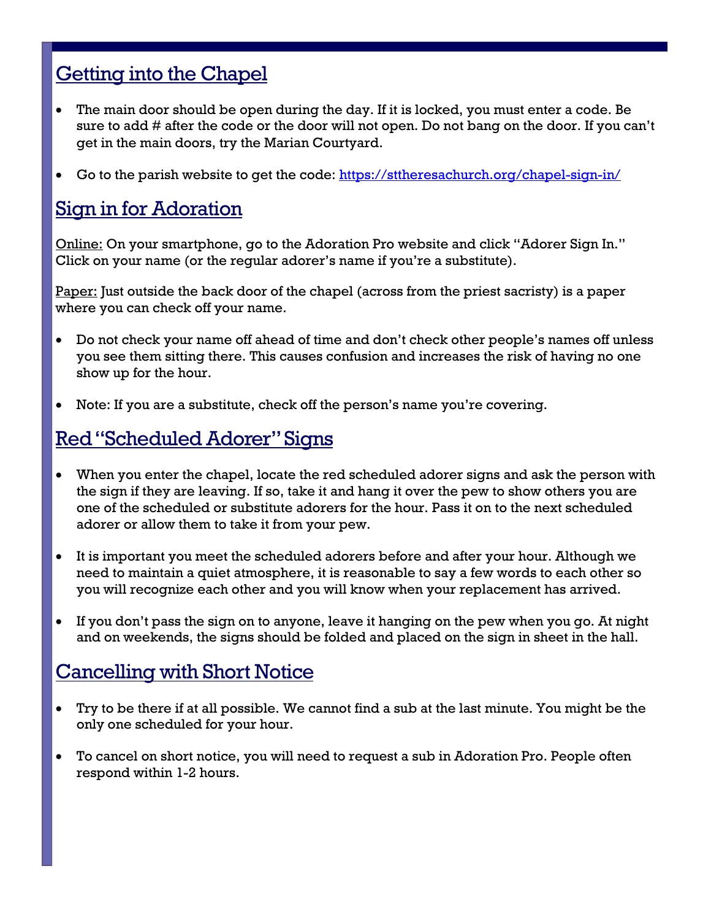## Getting into the Chapel

- The main door should be open during the day. If it is locked, you must enter a code. Be sure to add # after the code or the door will not open. Do not bang on the door. If you can't get in the main doors, try the Marian Courtyard.

- Go to the parish website to get the code: https://sttheresachurch.org/chapel-sign-in/

## Sign in for Adoration

Online: On your smartphone, go to the Adoration Pro website and click "Adorer Sign In." Click on your name (or the regular adorer's name if you're a substitute).

Paper: Just outside the back door of the chapel (across from the priest sacristy) is a paper where you can check off your name.

- Do not check your name off ahead of time and don't check other people's names off unless you see them sitting there. This causes confusion and increases the risk of having no one show up for the hour.

- Note: If you are a substitute, check off the person's name you're covering.

## Red "Scheduled Adorer" Signs

- When you enter the chapel, locate the red scheduled adorer signs and ask the person with the sign if they are leaving. If so, take it and hang it over the pew to show others you are one of the scheduled or substitute adorers for the hour. Pass it on to the next scheduled adorer or allow them to take it from your pew.

- It is important you meet the scheduled adorers before and after your hour. Although we need to maintain a quiet atmosphere, it is reasonable to say a few words to each other so you will recognize each other and you will know when your replacement has arrived.

- If you don't pass the sign on to anyone, leave it hanging on the pew when you go. At night and on weekends, the signs should be folded and placed on the sign in sheet in the hall.

## Cancelling with Short Notice

- Try to be there if at all possible. We cannot find a sub at the last minute. You might be the only one scheduled for your hour.

- To cancel on short notice, you will need to request a sub in Adoration Pro. People often respond within 1-2 hours.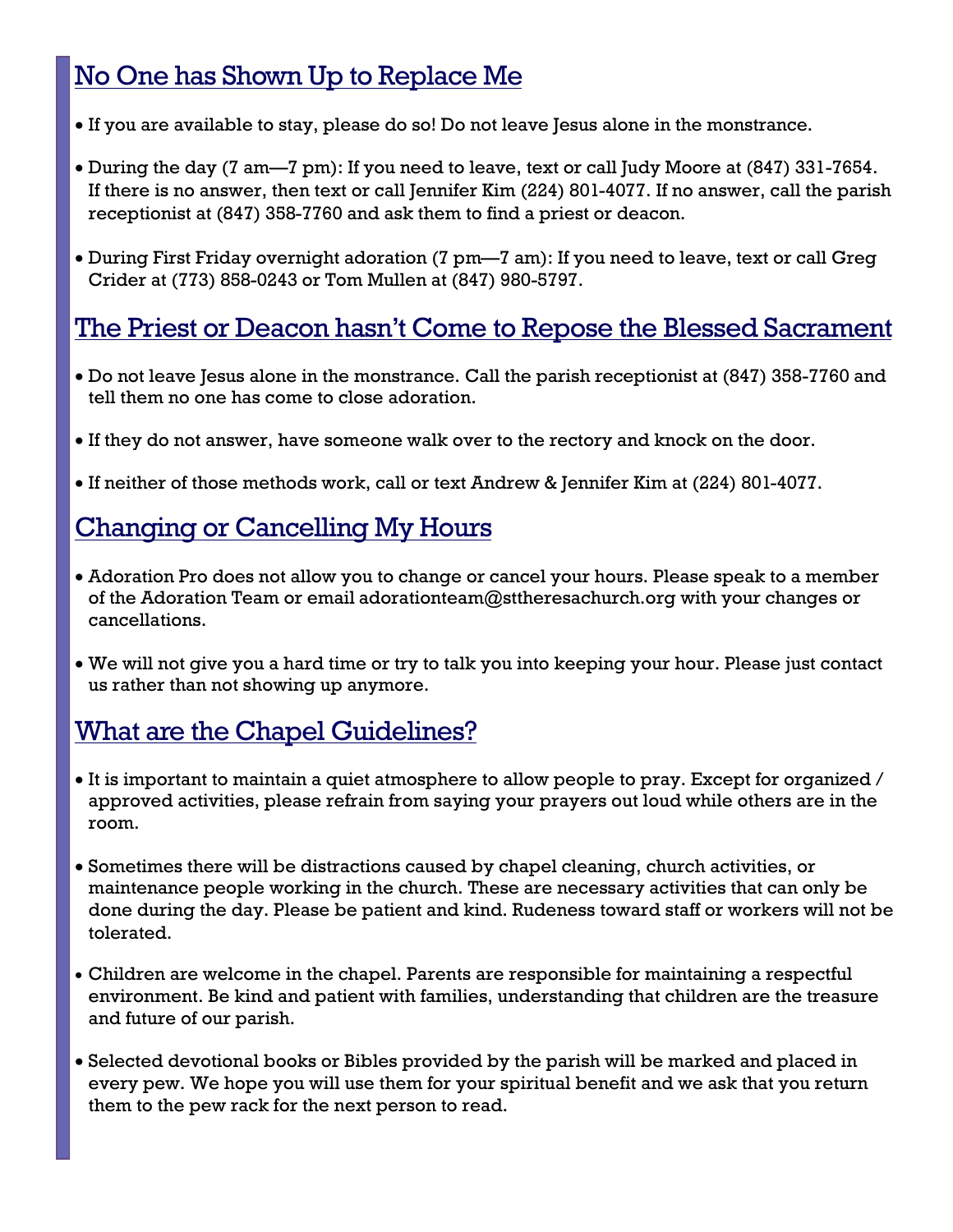## No One has Shown Up to Replace Me

- If you are available to stay, please do so! Do not leave Jesus alone in the monstrance.
- During the day (7 am—7 pm): If you need to leave, text or call Judy Moore at (847) 331-7654. If there is no answer, then text or call Jennifer Kim (224) 801-4077. If no answer, call the parish receptionist at (847) 358-7760 and ask them to find a priest or deacon.
- During First Friday overnight adoration (7 pm—7 am): If you need to leave, text or call Greg Crider at (773) 858-0243 or Tom Mullen at (847) 980-5797.

## The Priest or Deacon hasn't Come to Repose the Blessed Sacrament

- Do not leave Jesus alone in the monstrance. Call the parish receptionist at (847) 358-7760 and tell them no one has come to close adoration.
- If they do not answer, have someone walk over to the rectory and knock on the door.
- If neither of those methods work, call or text Andrew & Jennifer Kim at (224) 801-4077.

## Changing or Cancelling My Hours

- Adoration Pro does not allow you to change or cancel your hours. Please speak to a member of the Adoration Team or email adorationteam@sttheresachurch.org with your changes or cancellations.
- We will not give you a hard time or try to talk you into keeping your hour. Please just contact us rather than not showing up anymore.

## What are the Chapel Guidelines?

- It is important to maintain a quiet atmosphere to allow people to pray. Except for organized / approved activities, please refrain from saying your prayers out loud while others are in the room.
- Sometimes there will be distractions caused by chapel cleaning, church activities, or maintenance people working in the church. These are necessary activities that can only be done during the day. Please be patient and kind. Rudeness toward staff or workers will not be tolerated.
- Children are welcome in the chapel. Parents are responsible for maintaining a respectful environment. Be kind and patient with families, understanding that children are the treasure and future of our parish.
- Selected devotional books or Bibles provided by the parish will be marked and placed in every pew. We hope you will use them for your spiritual benefit and we ask that you return them to the pew rack for the next person to read.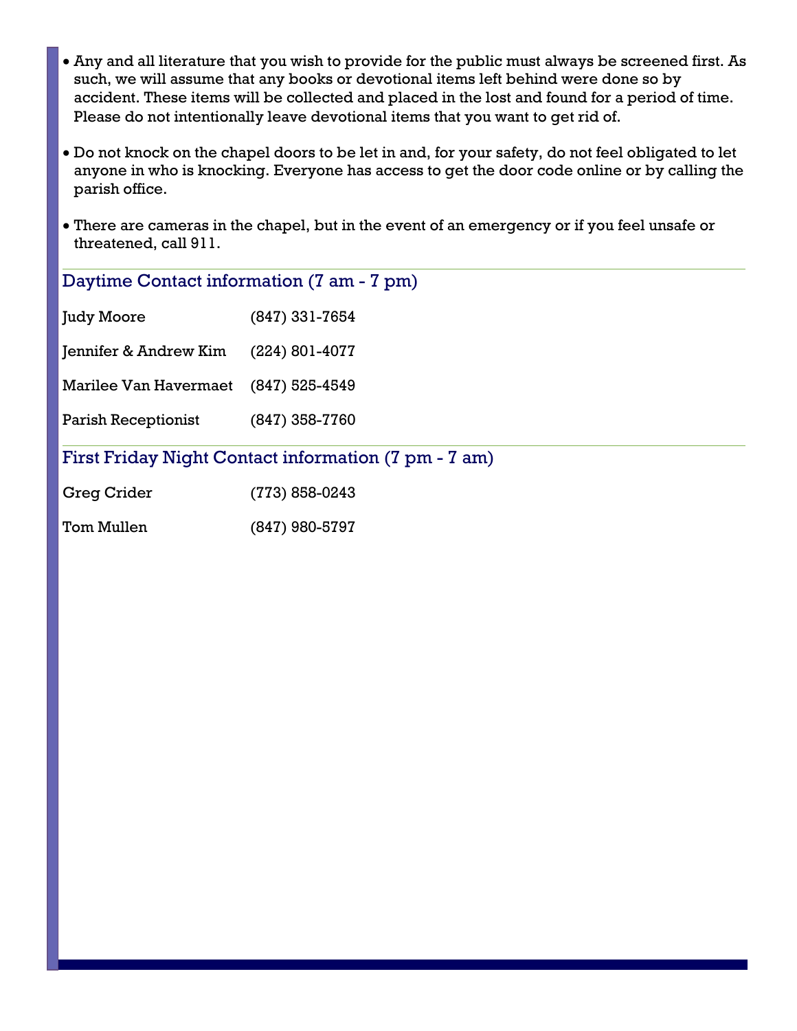- Any and all literature that you wish to provide for the public must always be screened first. As such, we will assume that any books or devotional items left behind were done so by accident. These items will be collected and placed in the lost and found for a period of time. Please do not intentionally leave devotional items that you want to get rid of.
- Do not knock on the chapel doors to be let in and, for your safety, do not feel obligated to let anyone in who is knocking. Everyone has access to get the door code online or by calling the parish office.
- There are cameras in the chapel, but in the event of an emergency or if you feel unsafe or threatened, call 911.

## Daytime Contact information (7 am - 7 pm)

| | |
|---|---|
| Judy Moore | (847) 331-7654 |
| Jennifer & Andrew Kim | (224) 801-4077 |
| Marilee Van Havermaet | (847) 525-4549 |
| Parish Receptionist | (847) 358-7760 |

## First Friday Night Contact information (7 pm - 7 am)

| | |
|---|---|
| Greg Crider | (773) 858-0243 |
| Tom Mullen | (847) 980-5797 |